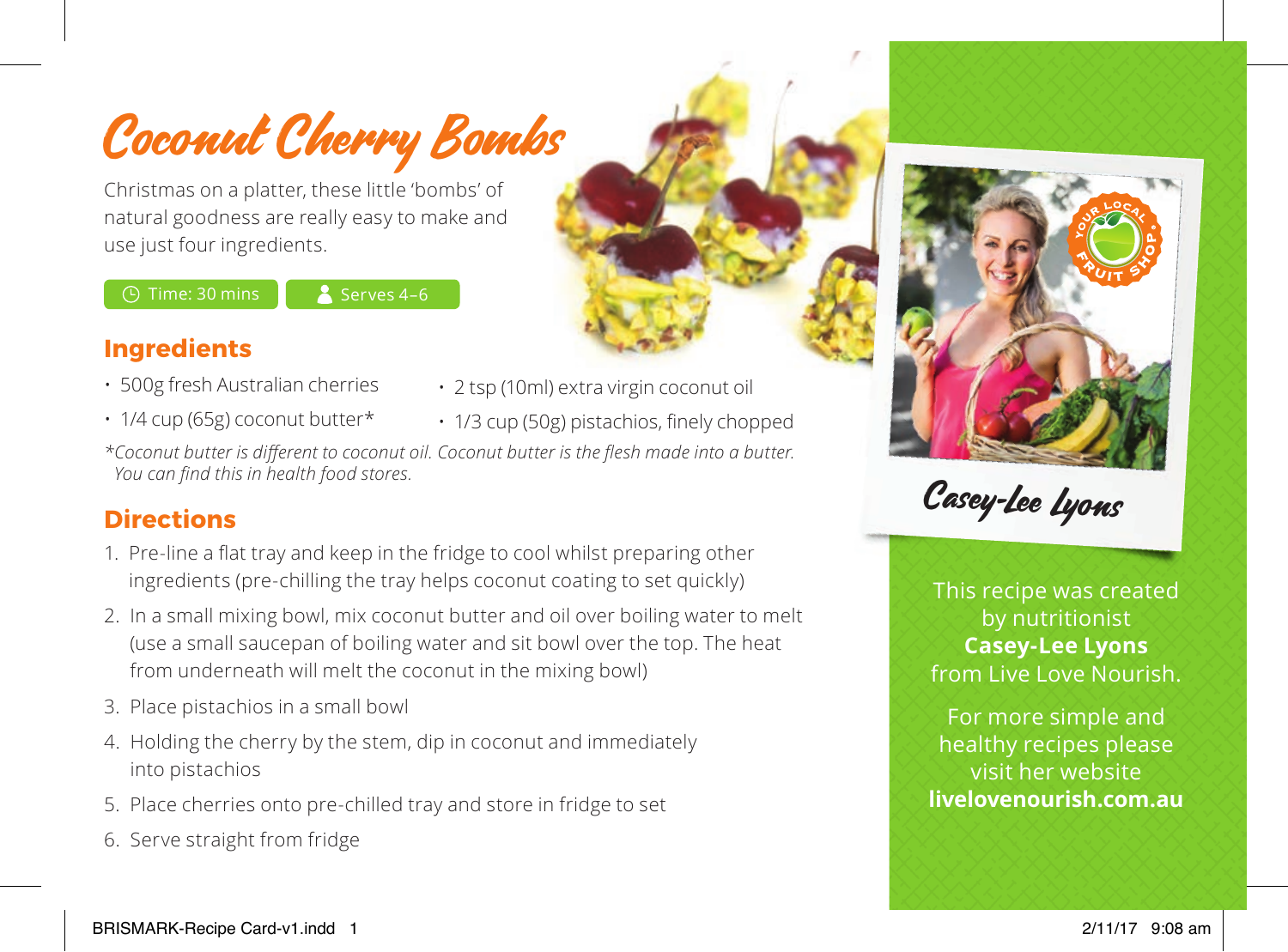# Coconut Cherry Bombs

Christmas on a platter, these little 'bombs' of natural goodness are really easy to make and use just four ingredients.

Time: 30 mins | Serves 4–6

## Ingredients

- 500g fresh Australian cherries
- 1/4 cup (65g) coconut butter*
- 2 tsp (10ml) extra virgin coconut oil
- 1/3 cup (50g) pistachios, finely chopped

*\*Coconut butter is different to coconut oil. Coconut butter is the flesh made into a butter. You can find this in health food stores.*

## Directions

1. Pre-line a flat tray and keep in the fridge to cool whilst preparing other ingredients (pre-chilling the tray helps coconut coating to set quickly)
2. In a small mixing bowl, mix coconut butter and oil over boiling water to melt (use a small saucepan of boiling water and sit bowl over the top. The heat from underneath will melt the coconut in the mixing bowl)
3. Place pistachios in a small bowl
4. Holding the cherry by the stem, dip in coconut and immediately into pistachios
5. Place cherries onto pre-chilled tray and store in fridge to set
6. Serve straight from fridge

Casey-Lee Lyons

This recipe was created by nutritionist **Casey-Lee Lyons** from Live Love Nourish.

For more simple and healthy recipes please visit her website **livelovenourish.com.au**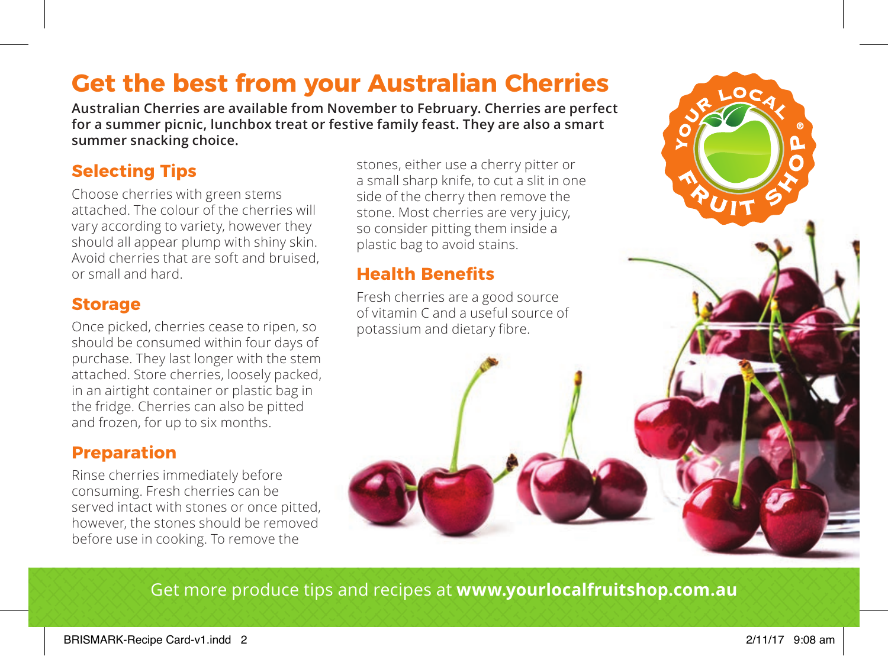# Get the best from your Australian Cherries

**Australian Cherries are available from November to February. Cherries are perfect for a summer picnic, lunchbox treat or festive family feast. They are also a smart summer snacking choice.**

## Selecting Tips

Choose cherries with green stems attached. The colour of the cherries will vary according to variety, however they should all appear plump with shiny skin. Avoid cherries that are soft and bruised, or small and hard.

## Storage

Once picked, cherries cease to ripen, so should be consumed within four days of purchase. They last longer with the stem attached. Store cherries, loosely packed, in an airtight container or plastic bag in the fridge. Cherries can also be pitted and frozen, for up to six months.

## Preparation

Rinse cherries immediately before consuming. Fresh cherries can be served intact with stones or once pitted, however, the stones should be removed before use in cooking. To remove the stones, either use a cherry pitter or a small sharp knife, to cut a slit in one side of the cherry then remove the stone. Most cherries are very juicy, so consider pitting them inside a plastic bag to avoid stains.

## Health Benefits

Fresh cherries are a good source of vitamin C and a useful source of potassium and dietary fibre.

YOUR LOCAL FRUIT SHOP®

Get more produce tips and recipes at **www.yourlocalfruitshop.com.au**